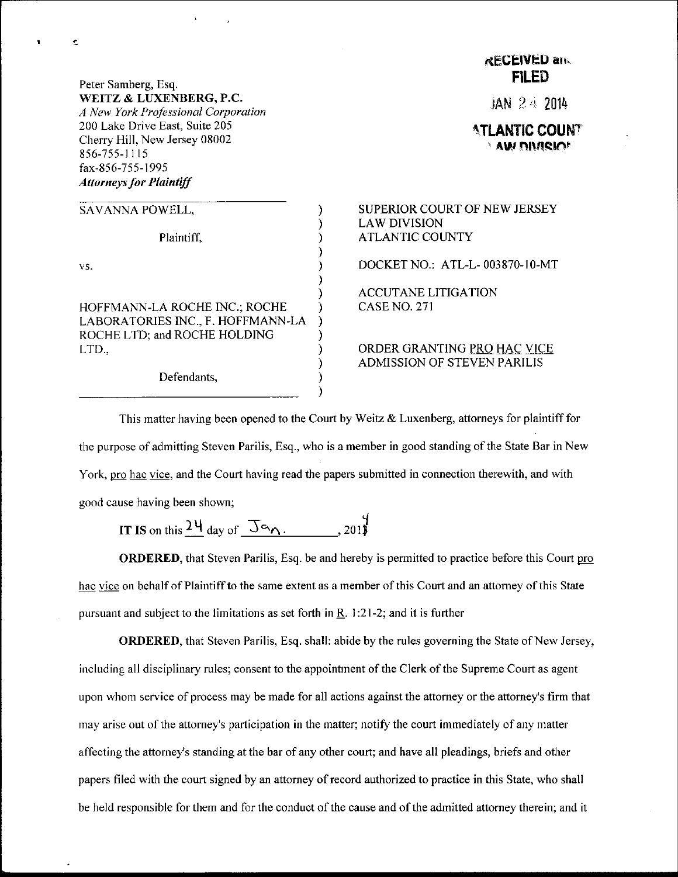Peter Samberg, Esq.
**WEITZ & LUXENBERG, P.C.**
*A New York Professional Corporation*
200 Lake Drive East, Suite 205
Cherry Hill, New Jersey 08002
856-755-1115
fax-856-755-1995
***Attorneys for Plaintiff***

RECEIVED and
FILED
JAN 24 2014
ATLANTIC COUNTY
LAW DIVISION

| | |
|---|---|
| SAVANNA POWELL,<br><br>Plaintiff,<br><br>vs.<br><br>HOFFMANN-LA ROCHE INC.; ROCHE LABORATORIES INC., F. HOFFMANN-LA ROCHE LTD; and ROCHE HOLDING LTD.,<br><br>Defendants, | SUPERIOR COURT OF NEW JERSEY<br>LAW DIVISION<br>ATLANTIC COUNTY<br><br>DOCKET NO.: ATL-L- 003870-10-MT<br><br>ACCUTANE LITIGATION<br>CASE NO. 271<br><br>ORDER GRANTING PRO HAC VICE ADMISSION OF STEVEN PARILIS |

This matter having been opened to the Court by Weitz & Luxenberg, attorneys for plaintiff for the purpose of admitting Steven Parilis, Esq., who is a member in good standing of the State Bar in New York, pro hac vice, and the Court having read the papers submitted in connection therewith, and with good cause having been shown;

**IT IS** on this 24 day of Jan., 2014

**ORDERED**, that Steven Parilis, Esq. be and hereby is permitted to practice before this Court pro hac vice on behalf of Plaintiff to the same extent as a member of this Court and an attorney of this State pursuant and subject to the limitations as set forth in R. 1:21-2; and it is further

**ORDERED**, that Steven Parilis, Esq. shall: abide by the rules governing the State of New Jersey, including all disciplinary rules; consent to the appointment of the Clerk of the Supreme Court as agent upon whom service of process may be made for all actions against the attorney or the attorney's firm that may arise out of the attorney's participation in the matter; notify the court immediately of any matter affecting the attorney's standing at the bar of any other court; and have all pleadings, briefs and other papers filed with the court signed by an attorney of record authorized to practice in this State, who shall be held responsible for them and for the conduct of the cause and of the admitted attorney therein; and it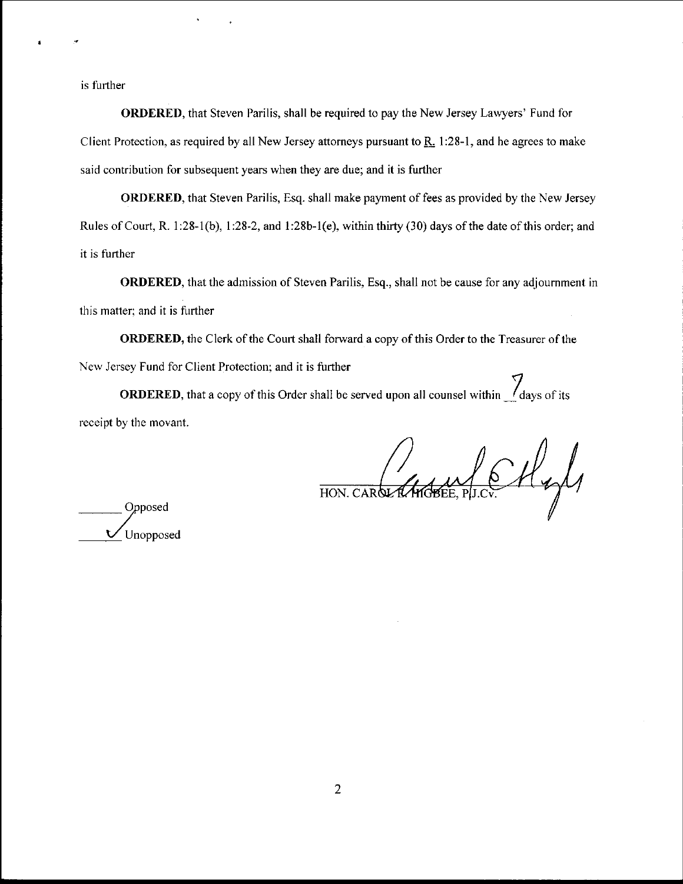is further

**ORDERED**, that Steven Parilis, shall be required to pay the New Jersey Lawyers' Fund for Client Protection, as required by all New Jersey attorneys pursuant to R. 1:28-1, and he agrees to make said contribution for subsequent years when they are due; and it is further

**ORDERED**, that Steven Parilis, Esq. shall make payment of fees as provided by the New Jersey Rules of Court, R. 1:28-1(b), 1:28-2, and 1:28b-1(e), within thirty (30) days of the date of this order; and it is further

**ORDERED**, that the admission of Steven Parilis, Esq., shall not be cause for any adjournment in this matter; and it is further

**ORDERED**, the Clerk of the Court shall forward a copy of this Order to the Treasurer of the New Jersey Fund for Client Protection; and it is further

**ORDERED**, that a copy of this Order shall be served upon all counsel within 7 days of its receipt by the movant.

HON. CAROL E. HIGBEE, P.J.Cv.

_______ Opposed

___✓___ Unopposed